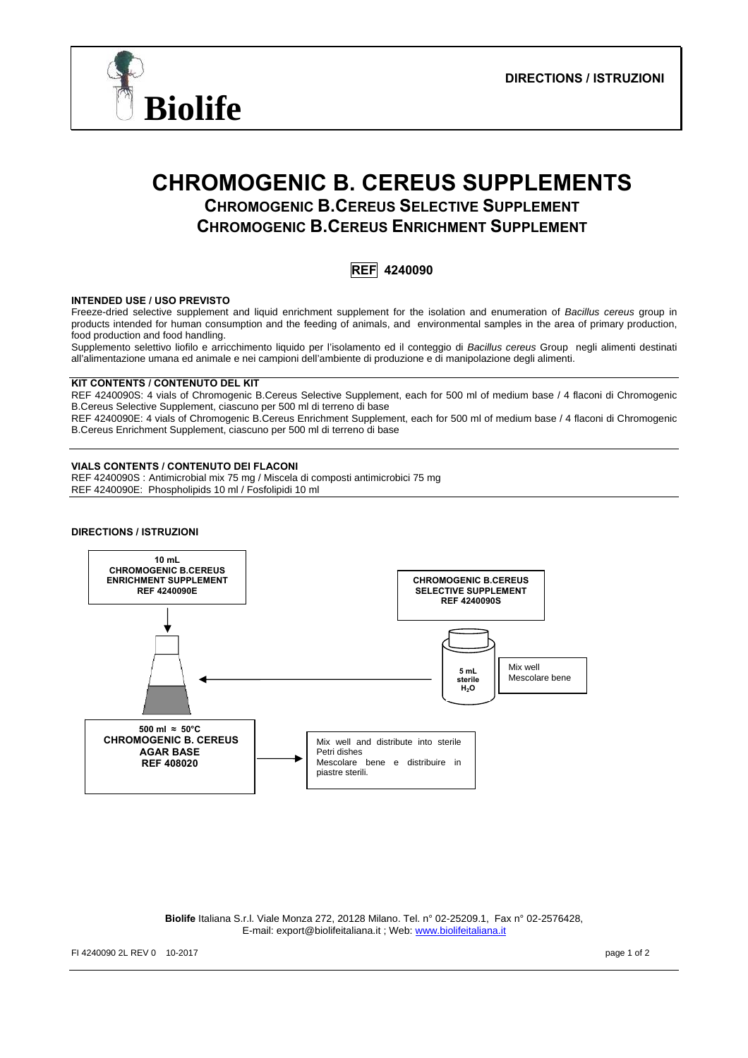**Biolife**

**DIRECTIONS / ISTRUZIONI**

# CHROMOGENIC B. CEREUS SUPPLEMENTS

## CHROMOGENIC B.CEREUS SELECTIVE SUPPLEMENT
## CHROMOGENIC B.CEREUS ENRICHMENT SUPPLEMENT

**REF 4240090**

### INTENDED USE / USO PREVISTO

Freeze-dried selective supplement and liquid enrichment supplement for the isolation and enumeration of *Bacillus cereus* group in products intended for human consumption and the feeding of animals, and environmental samples in the area of primary production, food production and food handling.

Supplemento selettivo liofilo e arricchimento liquido per l'isolamento ed il conteggio di *Bacillus cereus* Group negli alimenti destinati all'alimentazione umana ed animale e nei campioni dell'ambiente di produzione e di manipolazione degli alimenti.

### KIT CONTENTS / CONTENUTO DEL KIT

REF 4240090S: 4 vials of Chromogenic B.Cereus Selective Supplement, each for 500 ml of medium base / 4 flaconi di Chromogenic B.Cereus Selective Supplement, ciascuno per 500 ml di terreno di base

REF 4240090E: 4 vials of Chromogenic B.Cereus Enrichment Supplement, each for 500 ml of medium base / 4 flaconi di Chromogenic B.Cereus Enrichment Supplement, ciascuno per 500 ml di terreno di base

### VIALS CONTENTS / CONTENUTO DEI FLACONI

REF 4240090S : Antimicrobial mix 75 mg / Miscela di composti antimicrobici 75 mg
REF 4240090E: Phospholipids 10 ml / Fosfolipidi 10 ml

### DIRECTIONS / ISTRUZIONI

**10 mL CHROMOGENIC B.CEREUS ENRICHMENT SUPPLEMENT REF 4240090E**

**CHROMOGENIC B.CEREUS SELECTIVE SUPPLEMENT REF 4240090S**

**5 mL sterile $H_2O$**

Mix well
Mescolare bene

**500 ml ≈ 50°C CHROMOGENIC B. CEREUS AGAR BASE REF 408020**

Mix well and distribute into sterile Petri dishes
Mescolare bene e distribuire in piastre sterili.

**Biolife** Italiana S.r.l. Viale Monza 272, 20128 Milano. Tel. n° 02-25209.1, Fax n° 02-2576428,
E-mail: export@biolifeitaliana.it ; Web: www.biolifeitaliana.it

FI 4240090 2L REV 0 10-2017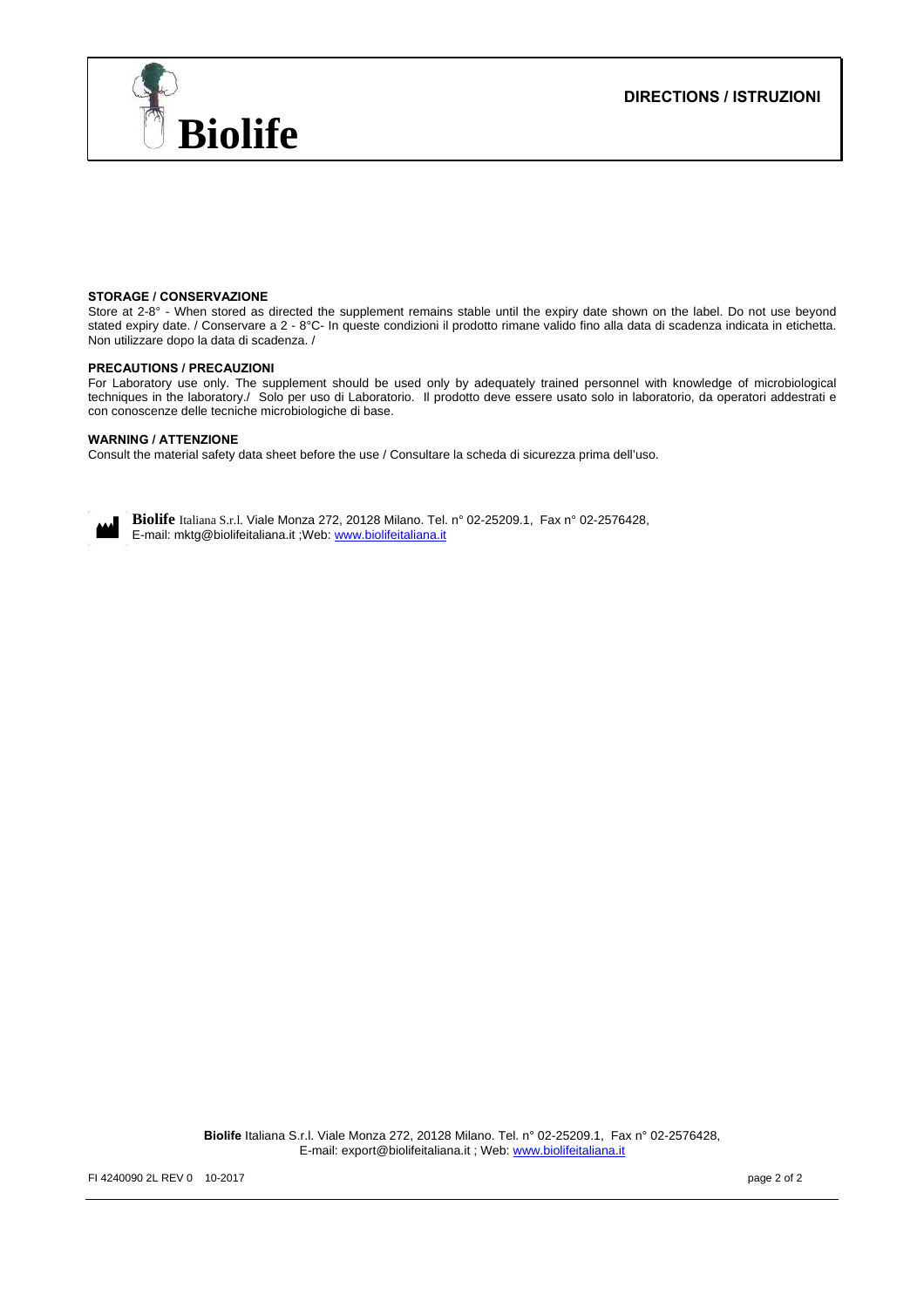## STORAGE / CONSERVAZIONE

Store at 2-8° - When stored as directed the supplement remains stable until the expiry date shown on the label. Do not use beyond stated expiry date. / Conservare a 2 - 8°C- In queste condizioni il prodotto rimane valido fino alla data di scadenza indicata in etichetta. Non utilizzare dopo la data di scadenza. /

## PRECAUTIONS / PRECAUZIONI

For Laboratory use only. The supplement should be used only by adequately trained personnel with knowledge of microbiological techniques in the laboratory./ Solo per uso di Laboratorio. Il prodotto deve essere usato solo in laboratorio, da operatori addestrati e con conoscenze delle tecniche microbiologiche di base.

## WARNING / ATTENZIONE

Consult the material safety data sheet before the use / Consultare la scheda di sicurezza prima dell'uso.

**Biolife** Italiana S.r.l. Viale Monza 272, 20128 Milano. Tel. n° 02-25209.1, Fax n° 02-2576428,
E-mail: mktg@biolifeitaliana.it ;Web: www.biolifeitaliana.it

**Biolife** Italiana S.r.l. Viale Monza 272, 20128 Milano. Tel. n° 02-25209.1, Fax n° 02-2576428,
E-mail: export@biolifeitaliana.it ; Web: www.biolifeitaliana.it

FI 4240090 2L REV 0 10-2017